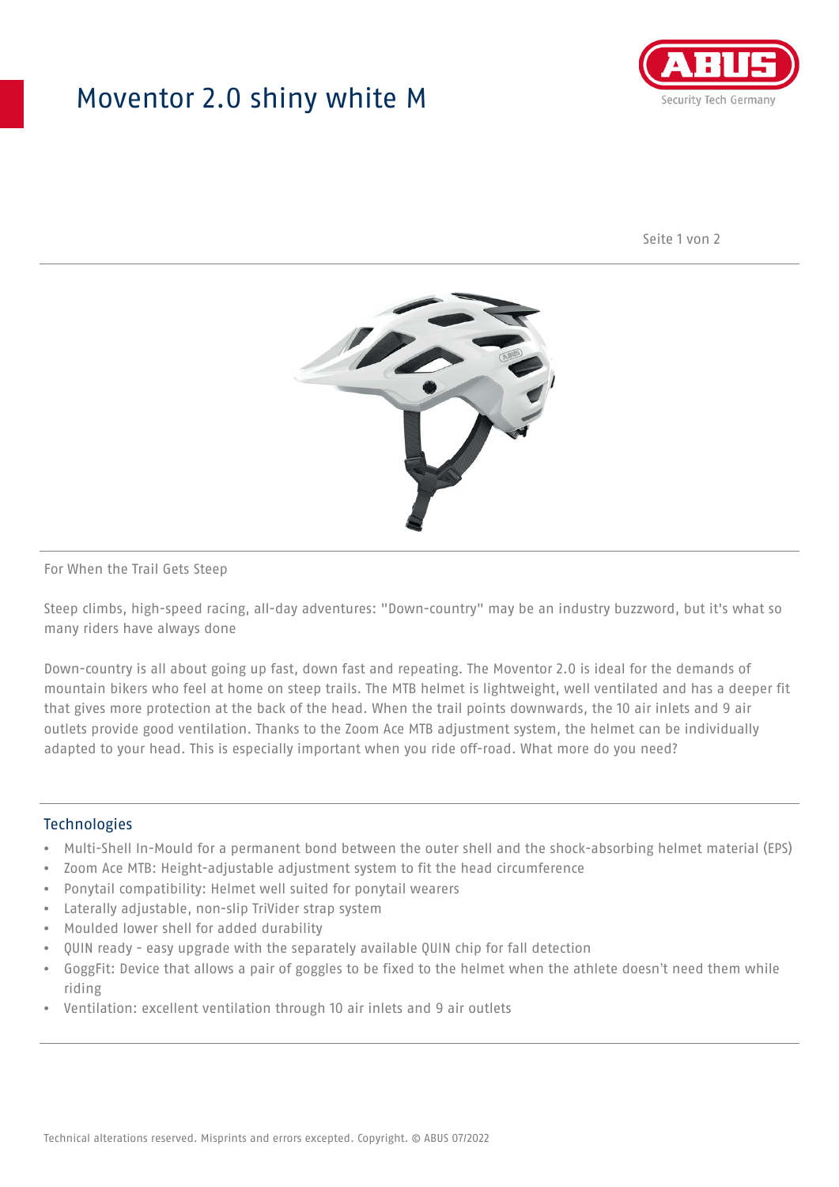# Moventor 2.0 shiny white M

For When the Trail Gets Steep

Steep climbs, high-speed racing, all-day adventures: "Down-country" may be an industry buzzword, but it's what so many riders have always done

Down-country is all about going up fast, down fast and repeating. The Moventor 2.0 is ideal for the demands of mountain bikers who feel at home on steep trails. The MTB helmet is lightweight, well ventilated and has a deeper fit that gives more protection at the back of the head. When the trail points downwards, the 10 air inlets and 9 air outlets provide good ventilation. Thanks to the Zoom Ace MTB adjustment system, the helmet can be individually adapted to your head. This is especially important when you ride off-road. What more do you need?

## Technologies

- Multi-Shell In-Mould for a permanent bond between the outer shell and the shock-absorbing helmet material (EPS)
- Zoom Ace MTB: Height-adjustable adjustment system to fit the head circumference
- Ponytail compatibility: Helmet well suited for ponytail wearers
- Laterally adjustable, non-slip TriVider strap system
- Moulded lower shell for added durability
- QUIN ready - easy upgrade with the separately available QUIN chip for fall detection
- GoggFit: Device that allows a pair of goggles to be fixed to the helmet when the athlete doesn't need them while riding
- Ventilation: excellent ventilation through 10 air inlets and 9 air outlets

Technical alterations reserved. Misprints and errors excepted. Copyright. © ABUS 07/2022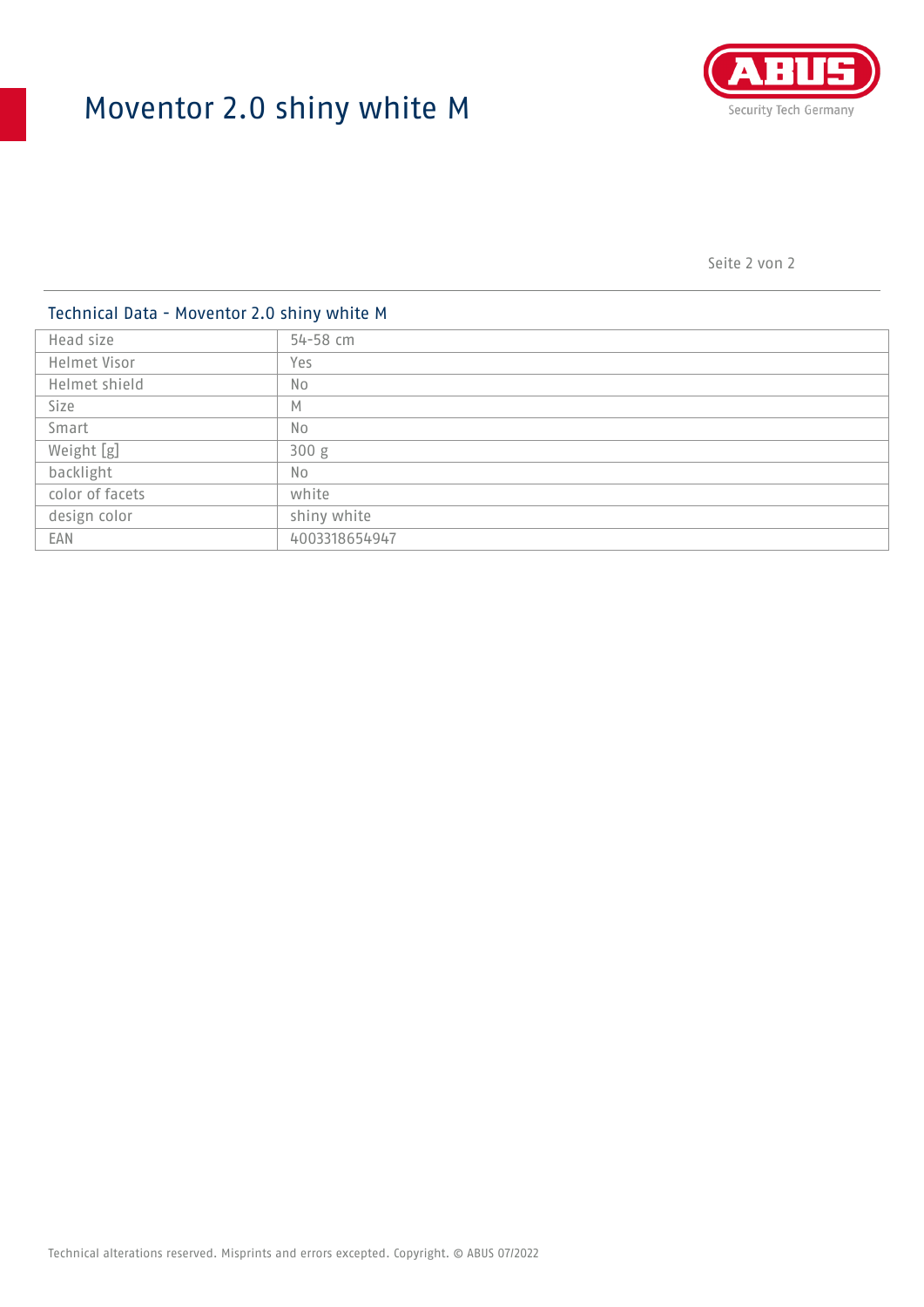# Moventor 2.0 shiny white M

## Technical Data - Moventor 2.0 shiny white M

| | |
|---|---|
| Head size | 54-58 cm |
| Helmet Visor | Yes |
| Helmet shield | No |
| Size | M |
| Smart | No |
| Weight [g] | 300 g |
| backlight | No |
| color of facets | white |
| design color | shiny white |
| EAN | 4003318654947 |

Technical alterations reserved. Misprints and errors excepted. Copyright. © ABUS 07/2022